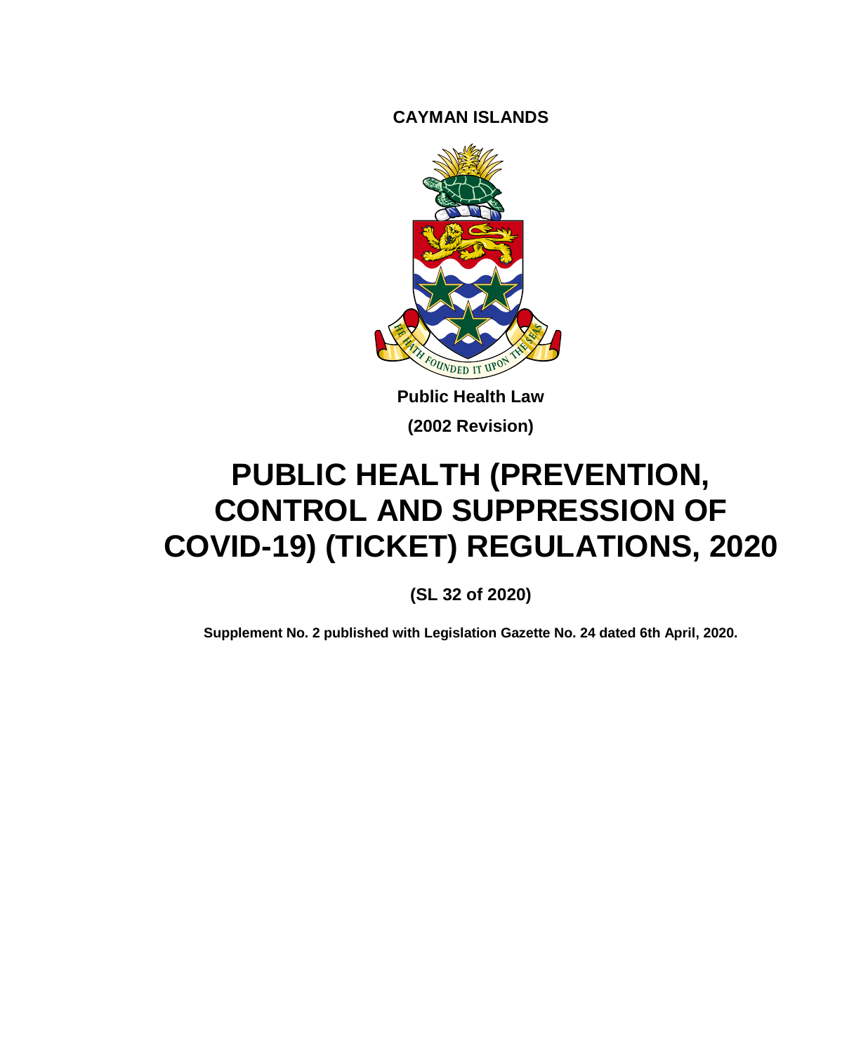**CAYMAN ISLANDS**

**Public Health Law**

**(2002 Revision)**

# PUBLIC HEALTH (PREVENTION, CONTROL AND SUPPRESSION OF COVID-19) (TICKET) REGULATIONS, 2020

**(SL 32 of 2020)**

**Supplement No. 2 published with Legislation Gazette No. 24 dated 6th April, 2020.**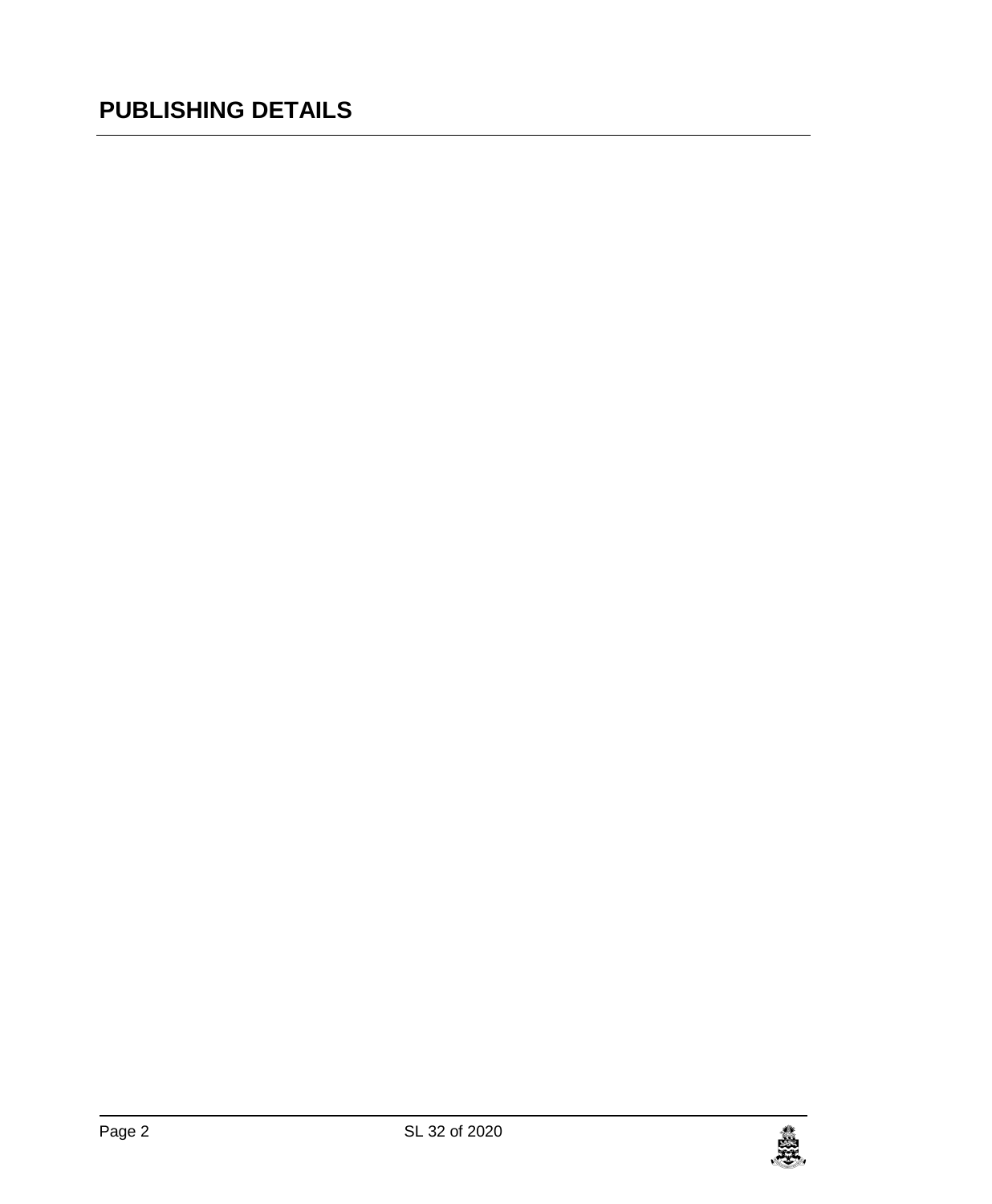# PUBLISHING DETAILS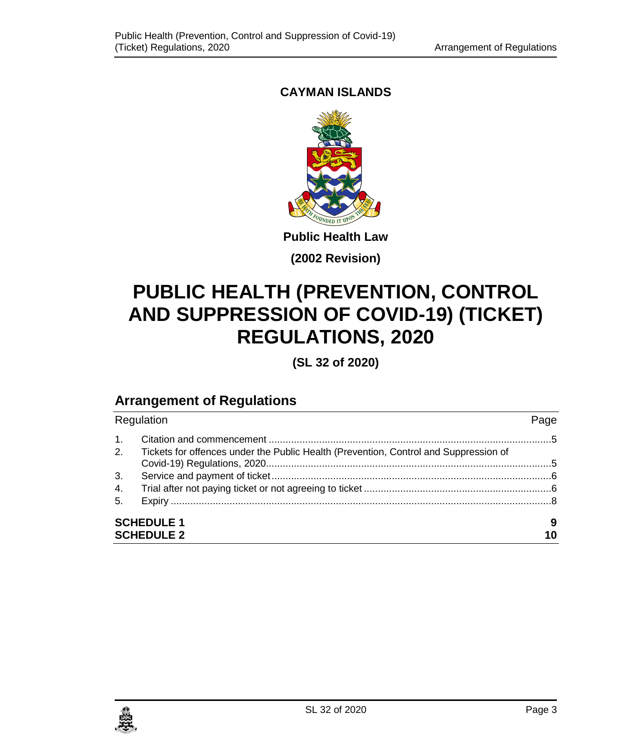**CAYMAN ISLANDS**

**Public Health Law**

**(2002 Revision)**

# PUBLIC HEALTH (PREVENTION, CONTROL AND SUPPRESSION OF COVID-19) (TICKET) REGULATIONS, 2020

**(SL 32 of 2020)**

## Arrangement of Regulations

| Regulation | | Page |
|---|---|---|
| 1. | Citation and commencement | 5 |
| 2. | Tickets for offences under the Public Health (Prevention, Control and Suppression of Covid-19) Regulations, 2020 | 5 |
| 3. | Service and payment of ticket | 6 |
| 4. | Trial after not paying ticket or not agreeing to ticket | 6 |
| 5. | Expiry | 8 |
| **SCHEDULE 1** | | **9** |
| **SCHEDULE 2** | | **10** |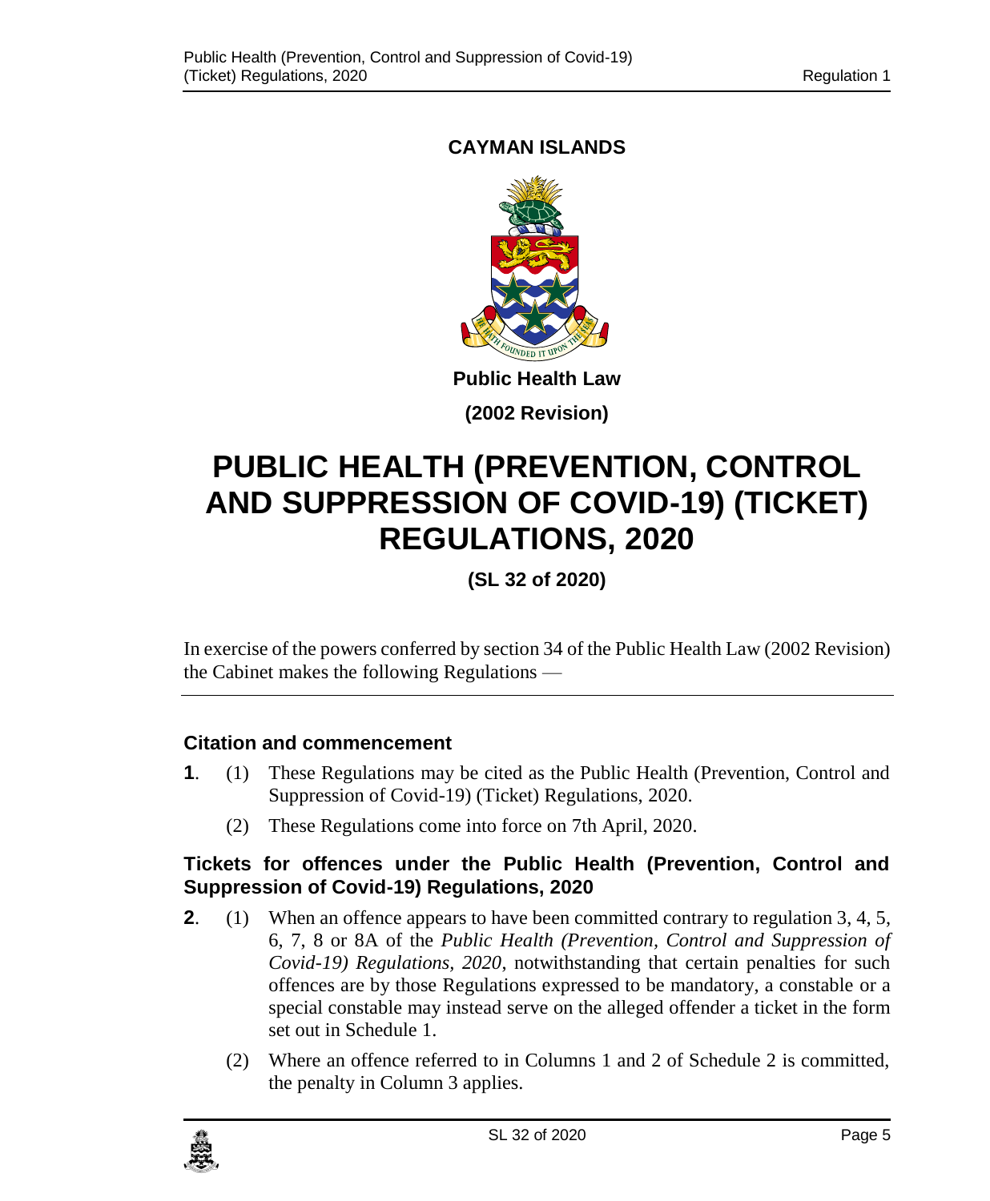**CAYMAN ISLANDS**

**Public Health Law**

**(2002 Revision)**

# PUBLIC HEALTH (PREVENTION, CONTROL AND SUPPRESSION OF COVID-19) (TICKET) REGULATIONS, 2020

**(SL 32 of 2020)**

In exercise of the powers conferred by section 34 of the Public Health Law (2002 Revision) the Cabinet makes the following Regulations —

### Citation and commencement

**1**. (1) These Regulations may be cited as the Public Health (Prevention, Control and Suppression of Covid-19) (Ticket) Regulations, 2020.

(2) These Regulations come into force on 7th April, 2020.

### Tickets for offences under the Public Health (Prevention, Control and Suppression of Covid-19) Regulations, 2020

**2**. (1) When an offence appears to have been committed contrary to regulation 3, 4, 5, 6, 7, 8 or 8A of the *Public Health (Prevention, Control and Suppression of Covid-19) Regulations, 2020*, notwithstanding that certain penalties for such offences are by those Regulations expressed to be mandatory, a constable or a special constable may instead serve on the alleged offender a ticket in the form set out in Schedule 1.

(2) Where an offence referred to in Columns 1 and 2 of Schedule 2 is committed, the penalty in Column 3 applies.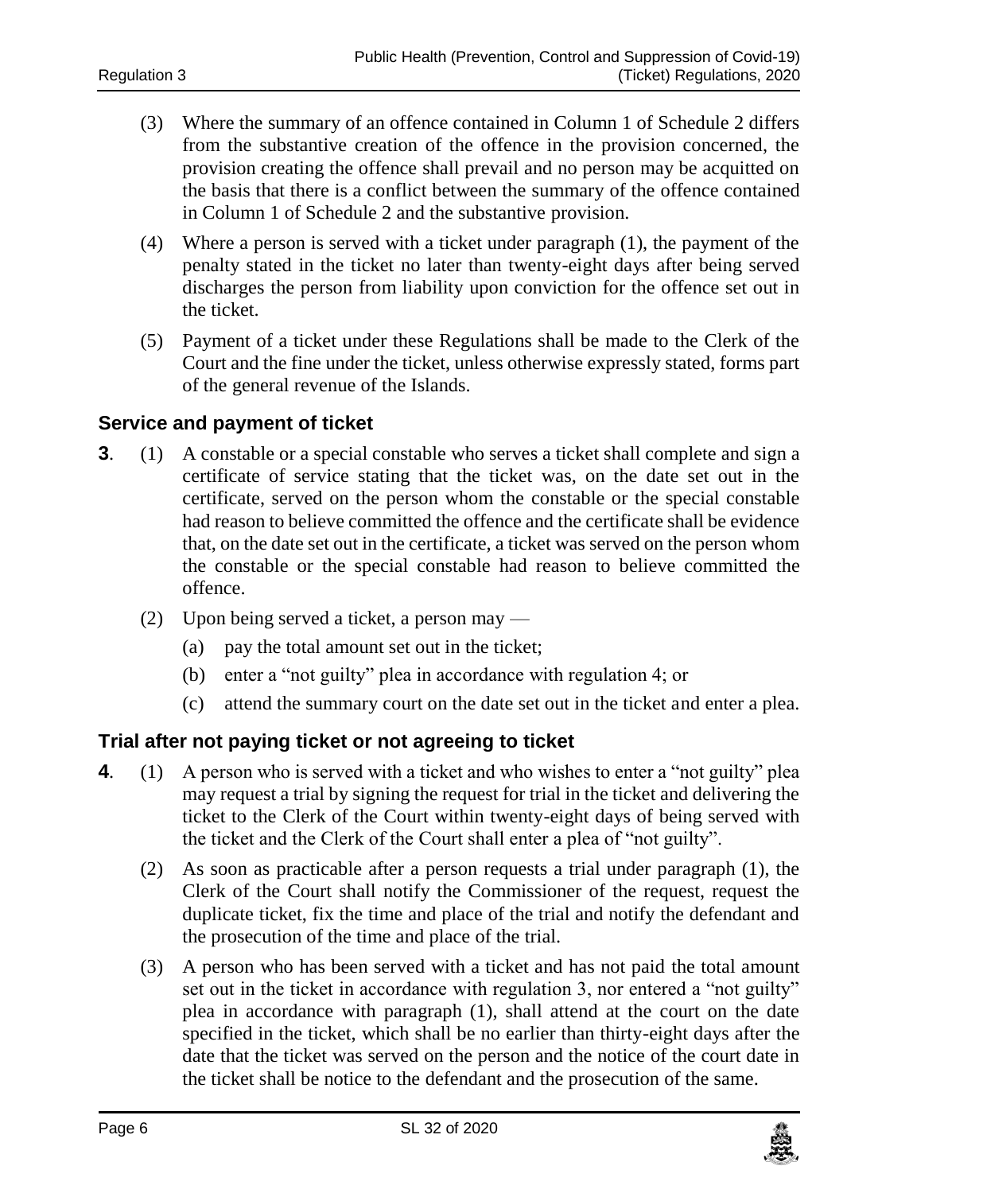(3) Where the summary of an offence contained in Column 1 of Schedule 2 differs from the substantive creation of the offence in the provision concerned, the provision creating the offence shall prevail and no person may be acquitted on the basis that there is a conflict between the summary of the offence contained in Column 1 of Schedule 2 and the substantive provision.

(4) Where a person is served with a ticket under paragraph (1), the payment of the penalty stated in the ticket no later than twenty-eight days after being served discharges the person from liability upon conviction for the offence set out in the ticket.

(5) Payment of a ticket under these Regulations shall be made to the Clerk of the Court and the fine under the ticket, unless otherwise expressly stated, forms part of the general revenue of the Islands.

### Service and payment of ticket

**3**. (1) A constable or a special constable who serves a ticket shall complete and sign a certificate of service stating that the ticket was, on the date set out in the certificate, served on the person whom the constable or the special constable had reason to believe committed the offence and the certificate shall be evidence that, on the date set out in the certificate, a ticket was served on the person whom the constable or the special constable had reason to believe committed the offence.

(2) Upon being served a ticket, a person may —

(a) pay the total amount set out in the ticket;

(b) enter a "not guilty" plea in accordance with regulation 4; or

(c) attend the summary court on the date set out in the ticket and enter a plea.

### Trial after not paying ticket or not agreeing to ticket

**4**. (1) A person who is served with a ticket and who wishes to enter a "not guilty" plea may request a trial by signing the request for trial in the ticket and delivering the ticket to the Clerk of the Court within twenty-eight days of being served with the ticket and the Clerk of the Court shall enter a plea of "not guilty".

(2) As soon as practicable after a person requests a trial under paragraph (1), the Clerk of the Court shall notify the Commissioner of the request, request the duplicate ticket, fix the time and place of the trial and notify the defendant and the prosecution of the time and place of the trial.

(3) A person who has been served with a ticket and has not paid the total amount set out in the ticket in accordance with regulation 3, nor entered a "not guilty" plea in accordance with paragraph (1), shall attend at the court on the date specified in the ticket, which shall be no earlier than thirty-eight days after the date that the ticket was served on the person and the notice of the court date in the ticket shall be notice to the defendant and the prosecution of the same.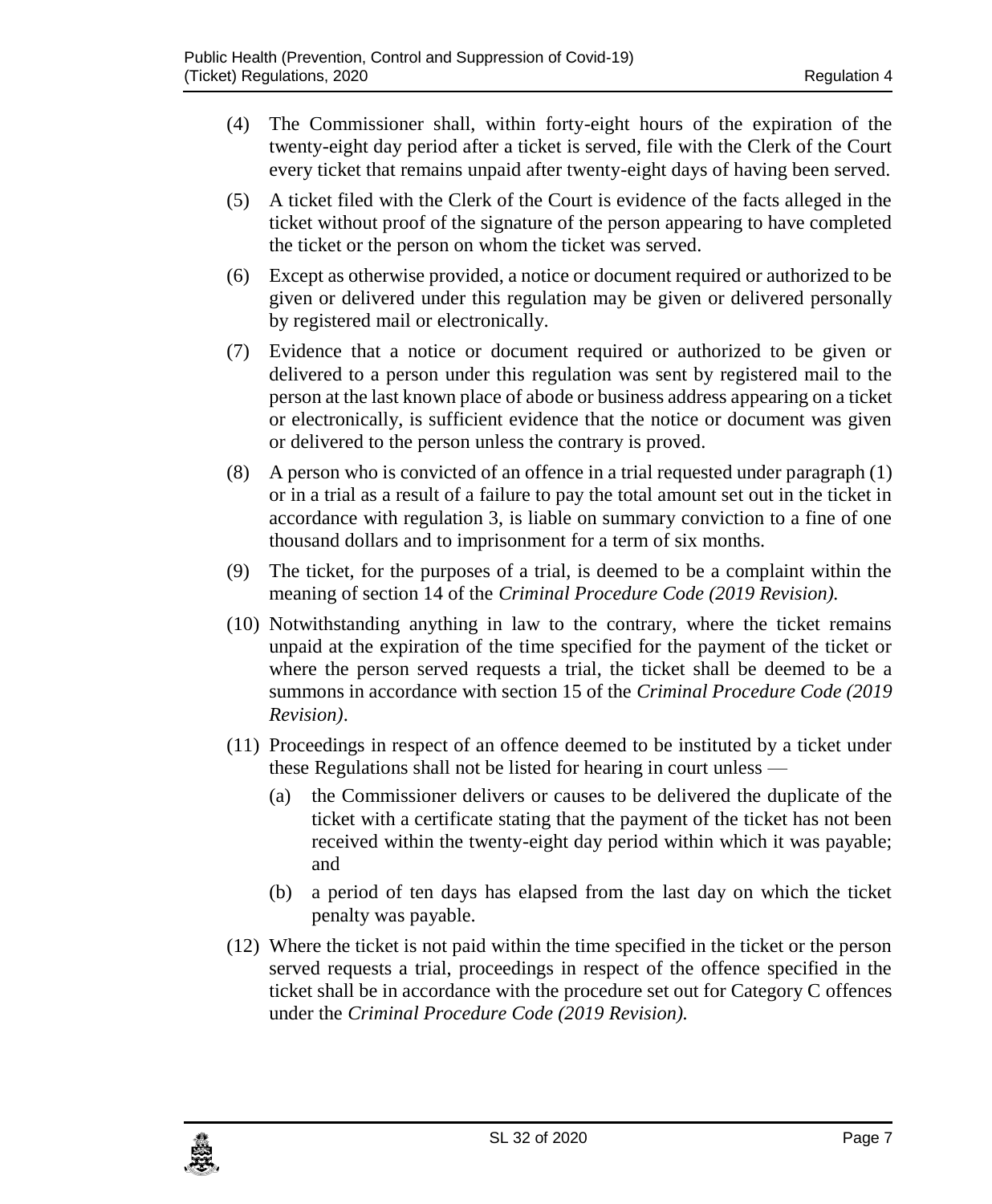(4) The Commissioner shall, within forty-eight hours of the expiration of the twenty-eight day period after a ticket is served, file with the Clerk of the Court every ticket that remains unpaid after twenty-eight days of having been served.

(5) A ticket filed with the Clerk of the Court is evidence of the facts alleged in the ticket without proof of the signature of the person appearing to have completed the ticket or the person on whom the ticket was served.

(6) Except as otherwise provided, a notice or document required or authorized to be given or delivered under this regulation may be given or delivered personally by registered mail or electronically.

(7) Evidence that a notice or document required or authorized to be given or delivered to a person under this regulation was sent by registered mail to the person at the last known place of abode or business address appearing on a ticket or electronically, is sufficient evidence that the notice or document was given or delivered to the person unless the contrary is proved.

(8) A person who is convicted of an offence in a trial requested under paragraph (1) or in a trial as a result of a failure to pay the total amount set out in the ticket in accordance with regulation 3, is liable on summary conviction to a fine of one thousand dollars and to imprisonment for a term of six months.

(9) The ticket, for the purposes of a trial, is deemed to be a complaint within the meaning of section 14 of the *Criminal Procedure Code (2019 Revision).*

(10) Notwithstanding anything in law to the contrary, where the ticket remains unpaid at the expiration of the time specified for the payment of the ticket or where the person served requests a trial, the ticket shall be deemed to be a summons in accordance with section 15 of the *Criminal Procedure Code (2019 Revision)*.

(11) Proceedings in respect of an offence deemed to be instituted by a ticket under these Regulations shall not be listed for hearing in court unless —

  (a) the Commissioner delivers or causes to be delivered the duplicate of the ticket with a certificate stating that the payment of the ticket has not been received within the twenty-eight day period within which it was payable; and

  (b) a period of ten days has elapsed from the last day on which the ticket penalty was payable.

(12) Where the ticket is not paid within the time specified in the ticket or the person served requests a trial, proceedings in respect of the offence specified in the ticket shall be in accordance with the procedure set out for Category C offences under the *Criminal Procedure Code (2019 Revision).*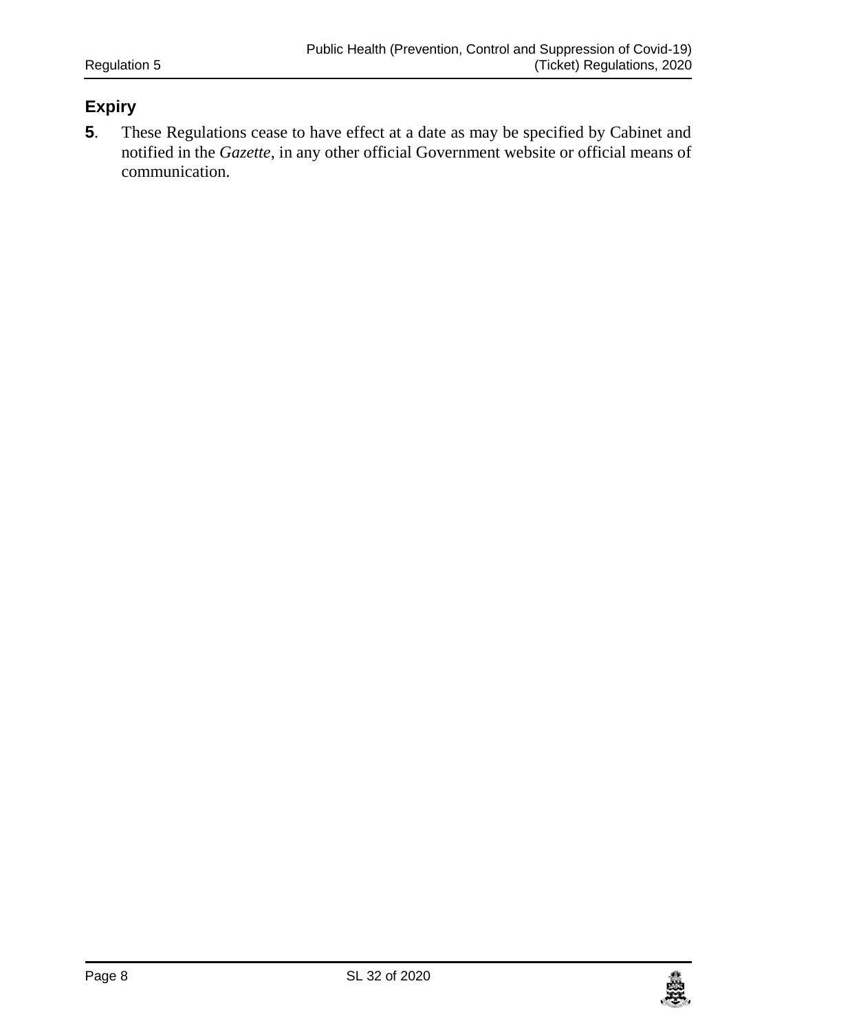## Expiry

**5**. These Regulations cease to have effect at a date as may be specified by Cabinet and notified in the *Gazette*, in any other official Government website or official means of communication.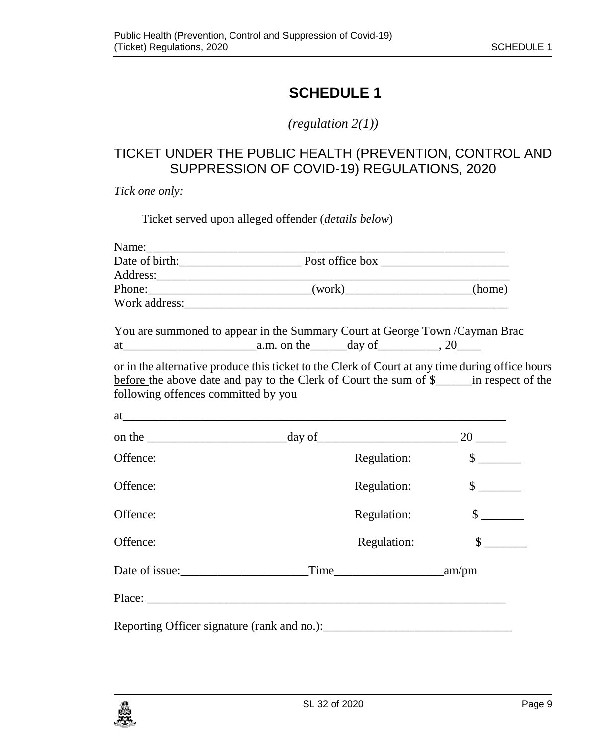# SCHEDULE 1

*(regulation 2(1))*

## TICKET UNDER THE PUBLIC HEALTH (PREVENTION, CONTROL AND SUPPRESSION OF COVID-19) REGULATIONS, 2020

*Tick one only:*

Ticket served upon alleged offender (*details below*)

Name:_______________________________________________________________

Date of birth:____________________ Post office box _____________________

Address:_____________________________________________________________

Phone:___________________________(work)_____________________(home)

Work address:_________________________________________________________

You are summoned to appear in the Summary Court at George Town /Cayman Brac at______________________a.m. on the______day of__________, 20____

or in the alternative produce this ticket to the Clerk of Court at any time during office hours <u>before</u> the above date and pay to the Clerk of Court the sum of $______in respect of the following offences committed by you

at_________________________________________________________________

on the _______________________day of_______________________ 20 _____

Offence: Regulation: $ _______

Offence: Regulation: $ _______

Offence: Regulation: $ _______

Offence: Regulation: $ _______

Date of issue:_____________________Time__________________am/pm

Place: ______________________________________________________________

Reporting Officer signature (rank and no.):______________________________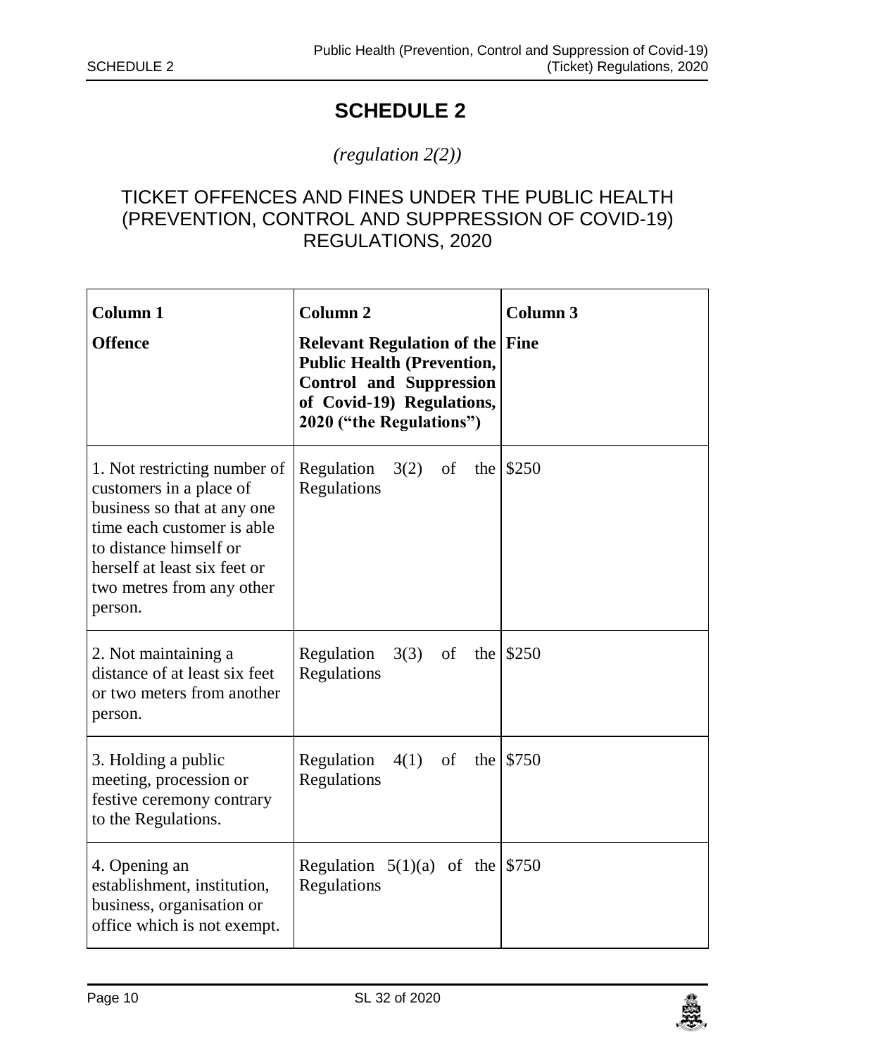# SCHEDULE 2

*(regulation 2(2))*

## TICKET OFFENCES AND FINES UNDER THE PUBLIC HEALTH (PREVENTION, CONTROL AND SUPPRESSION OF COVID-19) REGULATIONS, 2020

| **Column 1**<br>**Offence** | **Column 2**<br>**Relevant Regulation of the Public Health (Prevention, Control and Suppression of Covid-19) Regulations, 2020 ("the Regulations")** | **Column 3**<br>**Fine** |
|---|---|---|
| 1. Not restricting number of customers in a place of business so that at any one time each customer is able to distance himself or herself at least six feet or two metres from any other person. | Regulation 3(2) of the Regulations | $250 |
| 2. Not maintaining a distance of at least six feet or two meters from another person. | Regulation 3(3) of the Regulations | $250 |
| 3. Holding a public meeting, procession or festive ceremony contrary to the Regulations. | Regulation 4(1) of the Regulations | $750 |
| 4. Opening an establishment, institution, business, organisation or office which is not exempt. | Regulation 5(1)(a) of the Regulations | $750 |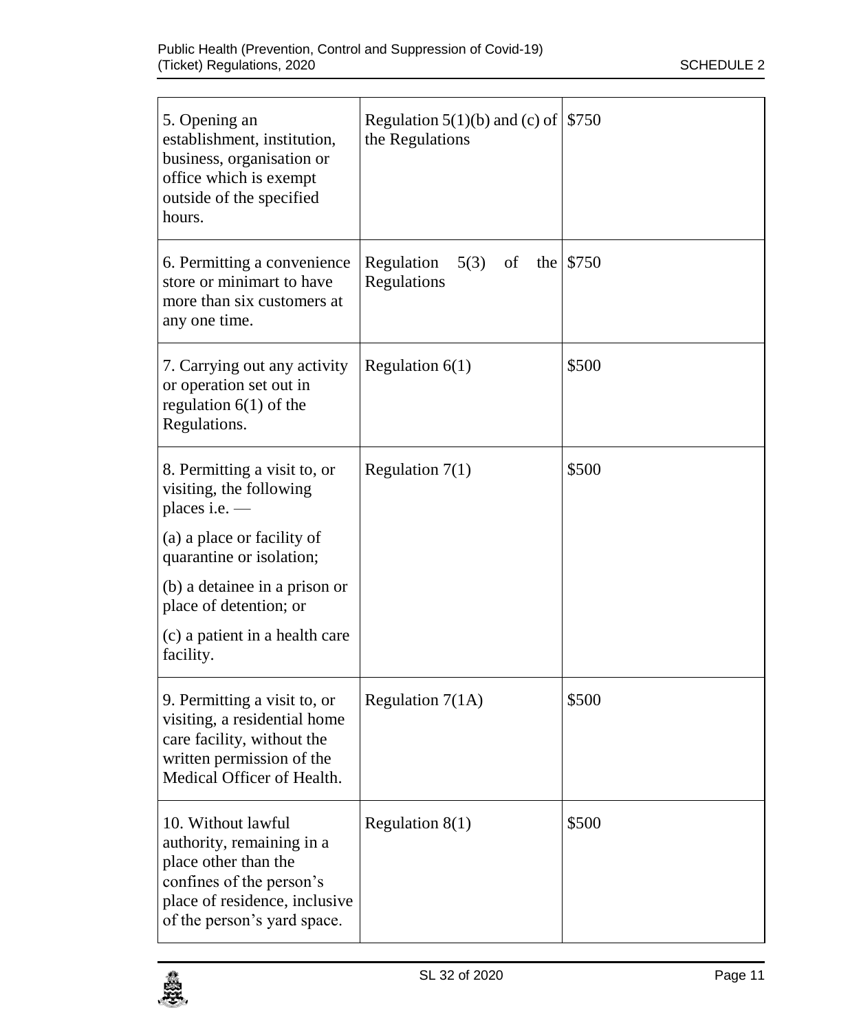| | | |
|---|---|---|
| 5. Opening an establishment, institution, business, organisation or office which is exempt outside of the specified hours. | Regulation 5(1)(b) and (c) of the Regulations | $750 |
| 6. Permitting a convenience store or minimart to have more than six customers at any one time. | Regulation 5(3) of the Regulations | $750 |
| 7. Carrying out any activity or operation set out in regulation 6(1) of the Regulations. | Regulation 6(1) | $500 |
| 8. Permitting a visit to, or visiting, the following places i.e. — (a) a place or facility of quarantine or isolation; (b) a detainee in a prison or place of detention; or (c) a patient in a health care facility. | Regulation 7(1) | $500 |
| 9. Permitting a visit to, or visiting, a residential home care facility, without the written permission of the Medical Officer of Health. | Regulation 7(1A) | $500 |
| 10. Without lawful authority, remaining in a place other than the confines of the person's place of residence, inclusive of the person's yard space. | Regulation 8(1) | $500 |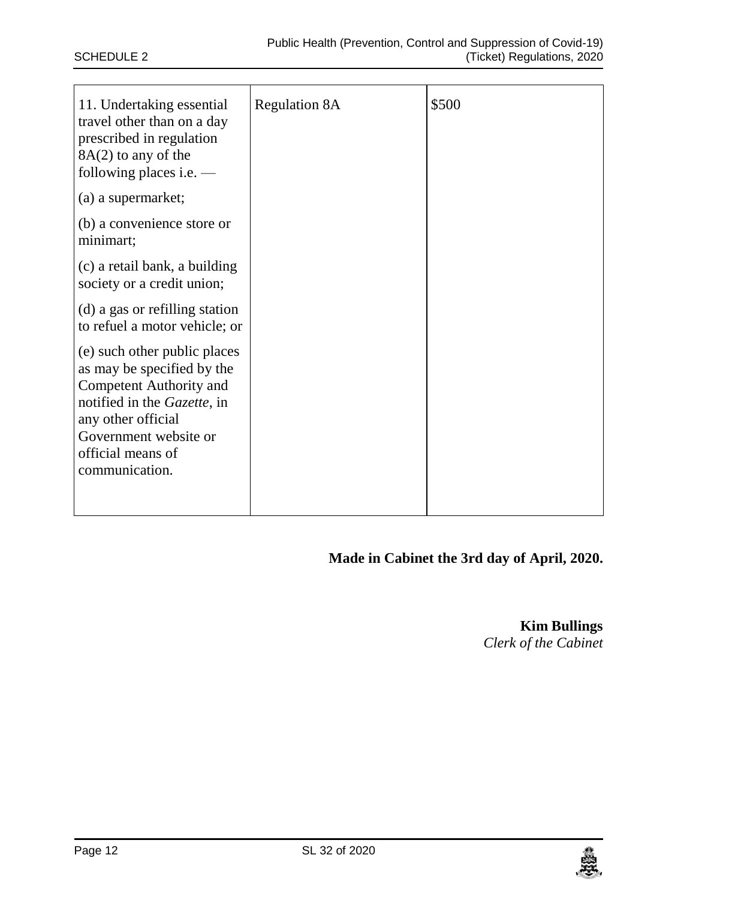| | | |
|---|---|---|
| 11. Undertaking essential travel other than on a day prescribed in regulation 8A(2) to any of the following places i.e. —<br><br>(a) a supermarket;<br><br>(b) a convenience store or minimart;<br><br>(c) a retail bank, a building society or a credit union;<br><br>(d) a gas or refilling station to refuel a motor vehicle; or<br><br>(e) such other public places as may be specified by the Competent Authority and notified in the *Gazette*, in any other official Government website or official means of communication. | Regulation 8A | $500 |

**Made in Cabinet the 3rd day of April, 2020.**

**Kim Bullings**
*Clerk of the Cabinet*